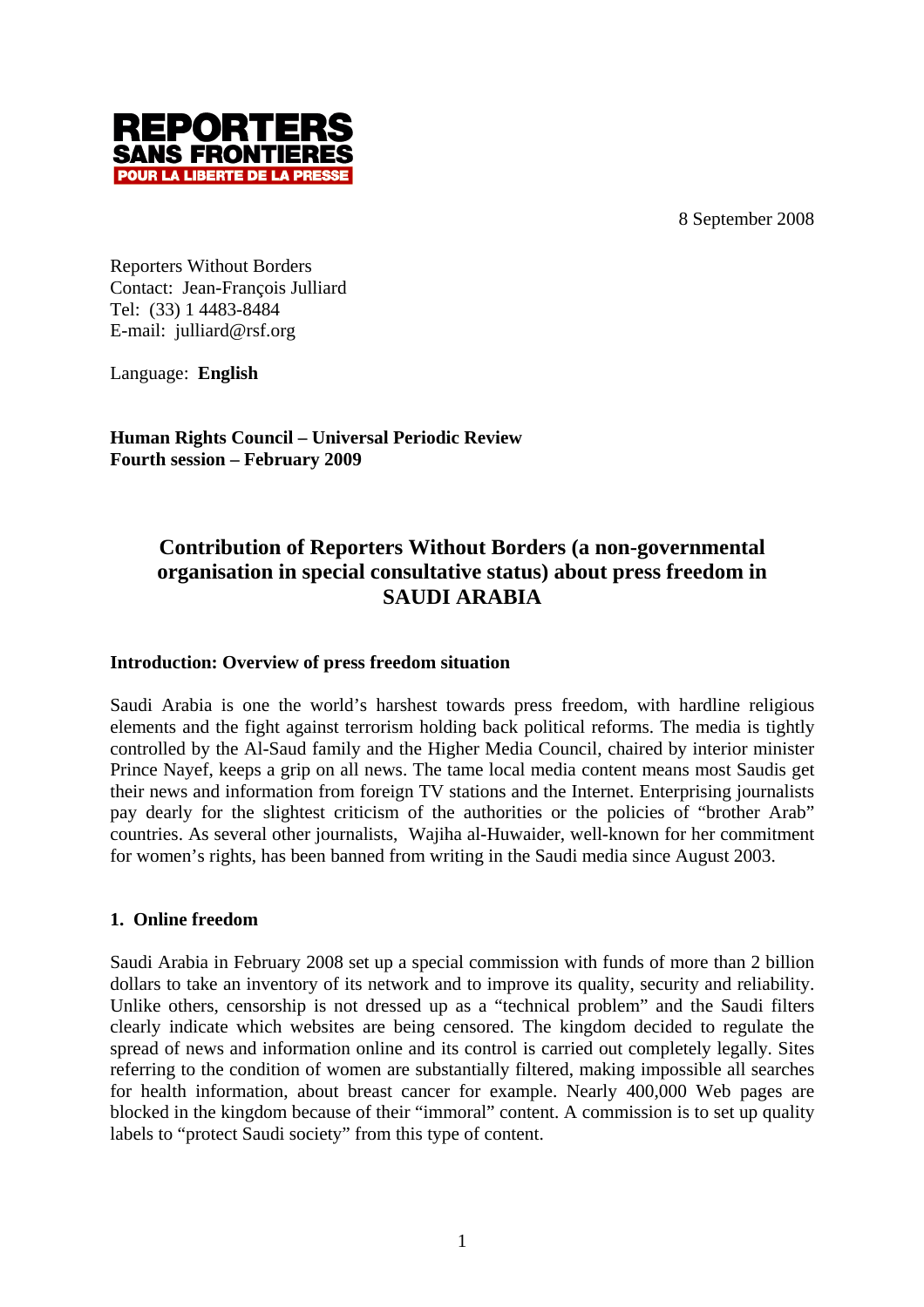REPORTERS SANS FRONTIERES
POUR LA LIBERTE DE LA PRESSE

8 September 2008

Reporters Without Borders
Contact: Jean-François Julliard
Tel: (33) 1 4483-8484
E-mail: julliard@rsf.org

Language: **English**

**Human Rights Council – Universal Periodic Review**
**Fourth session – February 2009**

# Contribution of Reporters Without Borders (a non-governmental organisation in special consultative status) about press freedom in SAUDI ARABIA

## Introduction: Overview of press freedom situation

Saudi Arabia is one the world's harshest towards press freedom, with hardline religious elements and the fight against terrorism holding back political reforms. The media is tightly controlled by the Al-Saud family and the Higher Media Council, chaired by interior minister Prince Nayef, keeps a grip on all news. The tame local media content means most Saudis get their news and information from foreign TV stations and the Internet. Enterprising journalists pay dearly for the slightest criticism of the authorities or the policies of "brother Arab" countries. As several other journalists, Wajiha al-Huwaider, well-known for her commitment for women's rights, has been banned from writing in the Saudi media since August 2003.

## 1. Online freedom

Saudi Arabia in February 2008 set up a special commission with funds of more than 2 billion dollars to take an inventory of its network and to improve its quality, security and reliability. Unlike others, censorship is not dressed up as a "technical problem" and the Saudi filters clearly indicate which websites are being censored. The kingdom decided to regulate the spread of news and information online and its control is carried out completely legally. Sites referring to the condition of women are substantially filtered, making impossible all searches for health information, about breast cancer for example. Nearly 400,000 Web pages are blocked in the kingdom because of their "immoral" content. A commission is to set up quality labels to "protect Saudi society" from this type of content.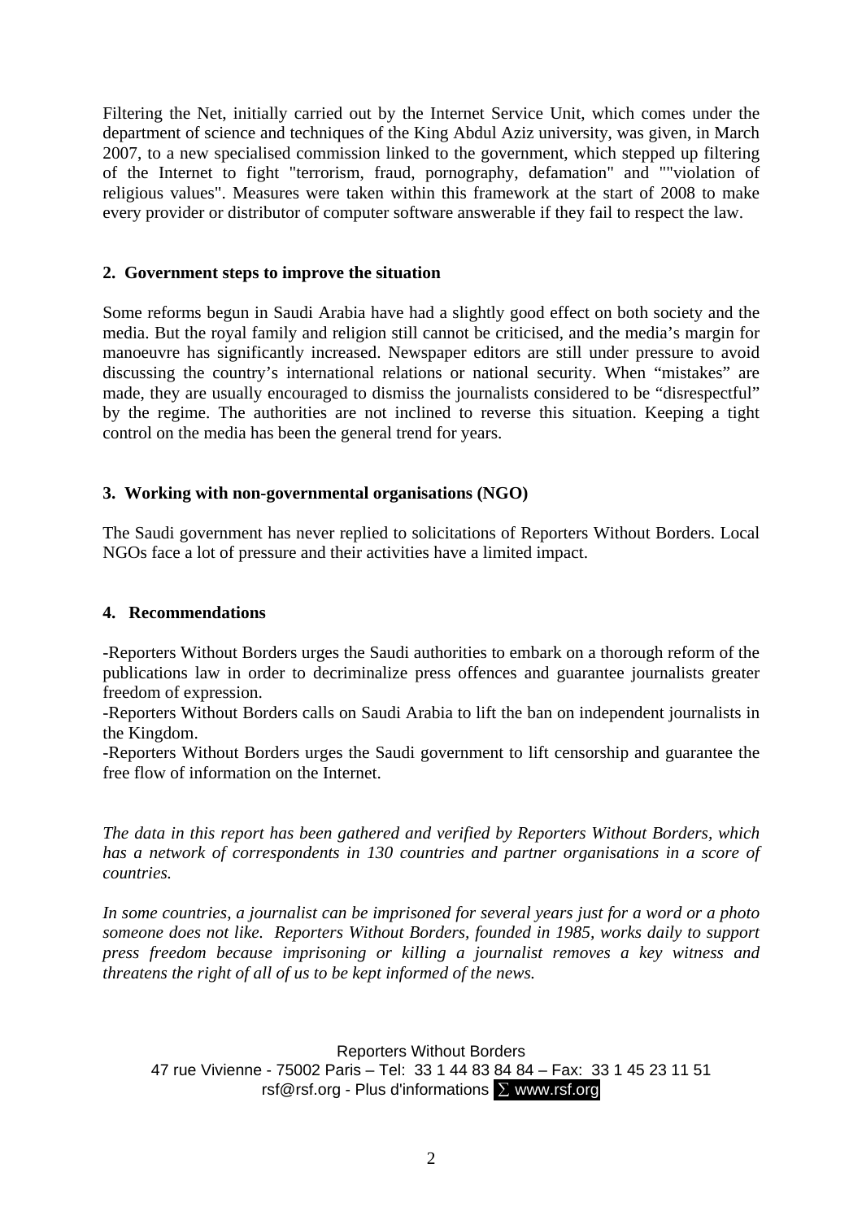Filtering the Net, initially carried out by the Internet Service Unit, which comes under the department of science and techniques of the King Abdul Aziz university, was given, in March 2007, to a new specialised commission linked to the government, which stepped up filtering of the Internet to fight "terrorism, fraud, pornography, defamation" and ""violation of religious values". Measures were taken within this framework at the start of 2008 to make every provider or distributor of computer software answerable if they fail to respect the law.

## 2. Government steps to improve the situation

Some reforms begun in Saudi Arabia have had a slightly good effect on both society and the media. But the royal family and religion still cannot be criticised, and the media's margin for manoeuvre has significantly increased. Newspaper editors are still under pressure to avoid discussing the country's international relations or national security. When "mistakes" are made, they are usually encouraged to dismiss the journalists considered to be "disrespectful" by the regime. The authorities are not inclined to reverse this situation. Keeping a tight control on the media has been the general trend for years.

## 3. Working with non-governmental organisations (NGO)

The Saudi government has never replied to solicitations of Reporters Without Borders. Local NGOs face a lot of pressure and their activities have a limited impact.

## 4. Recommendations

-Reporters Without Borders urges the Saudi authorities to embark on a thorough reform of the publications law in order to decriminalize press offences and guarantee journalists greater freedom of expression.
-Reporters Without Borders calls on Saudi Arabia to lift the ban on independent journalists in the Kingdom.
-Reporters Without Borders urges the Saudi government to lift censorship and guarantee the free flow of information on the Internet.

*The data in this report has been gathered and verified by Reporters Without Borders, which has a network of correspondents in 130 countries and partner organisations in a score of countries.*

*In some countries, a journalist can be imprisoned for several years just for a word or a photo someone does not like. Reporters Without Borders, founded in 1985, works daily to support press freedom because imprisoning or killing a journalist removes a key witness and threatens the right of all of us to be kept informed of the news.*

Reporters Without Borders
47 rue Vivienne - 75002 Paris – Tel: 33 1 44 83 84 84 – Fax: 33 1 45 23 11 51
rsf@rsf.org - Plus d'informations ∑ www.rsf.org